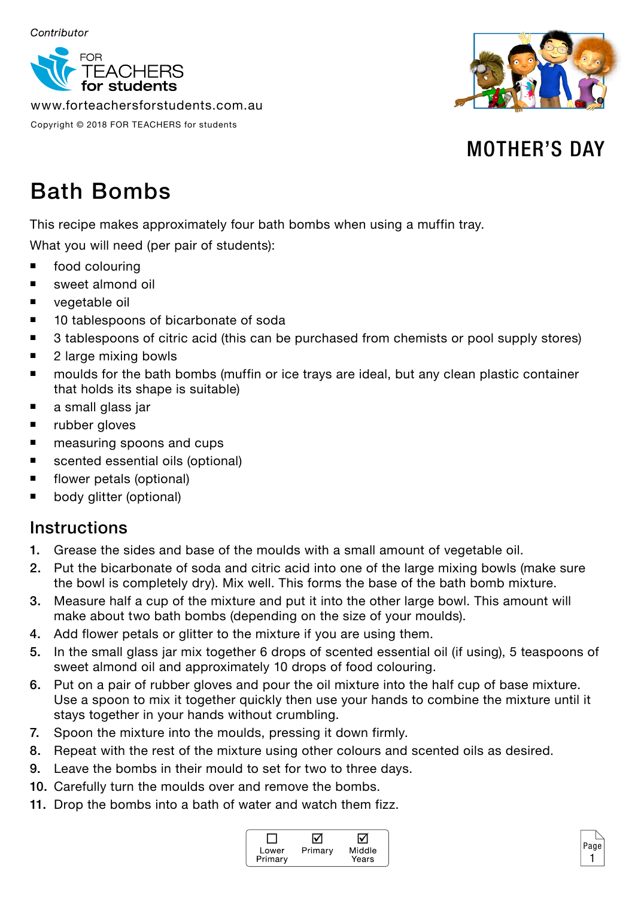*Contributor*

FOR TEACHERS for students

www.forteachersforstudents.com.au

Copyright © 2018 FOR TEACHERS for students

MOTHER'S DAY

# Bath Bombs

This recipe makes approximately four bath bombs when using a muffin tray.

What you will need (per pair of students):

- food colouring
- sweet almond oil
- vegetable oil
- 10 tablespoons of bicarbonate of soda
- 3 tablespoons of citric acid (this can be purchased from chemists or pool supply stores)
- 2 large mixing bowls
- moulds for the bath bombs (muffin or ice trays are ideal, but any clean plastic container that holds its shape is suitable)
- a small glass jar
- rubber gloves
- measuring spoons and cups
- scented essential oils (optional)
- flower petals (optional)
- body glitter (optional)

## Instructions

1. Grease the sides and base of the moulds with a small amount of vegetable oil.
2. Put the bicarbonate of soda and citric acid into one of the large mixing bowls (make sure the bowl is completely dry). Mix well. This forms the base of the bath bomb mixture.
3. Measure half a cup of the mixture and put it into the other large bowl. This amount will make about two bath bombs (depending on the size of your moulds).
4. Add flower petals or glitter to the mixture if you are using them.
5. In the small glass jar mix together 6 drops of scented essential oil (if using), 5 teaspoons of sweet almond oil and approximately 10 drops of food colouring.
6. Put on a pair of rubber gloves and pour the oil mixture into the half cup of base mixture. Use a spoon to mix it together quickly then use your hands to combine the mixture until it stays together in your hands without crumbling.
7. Spoon the mixture into the moulds, pressing it down firmly.
8. Repeat with the rest of the mixture using other colours and scented oils as desired.
9. Leave the bombs in their mould to set for two to three days.
10. Carefully turn the moulds over and remove the bombs.
11. Drop the bombs into a bath of water and watch them fizz.

☐ Lower Primary ☑ Primary ☑ Middle Years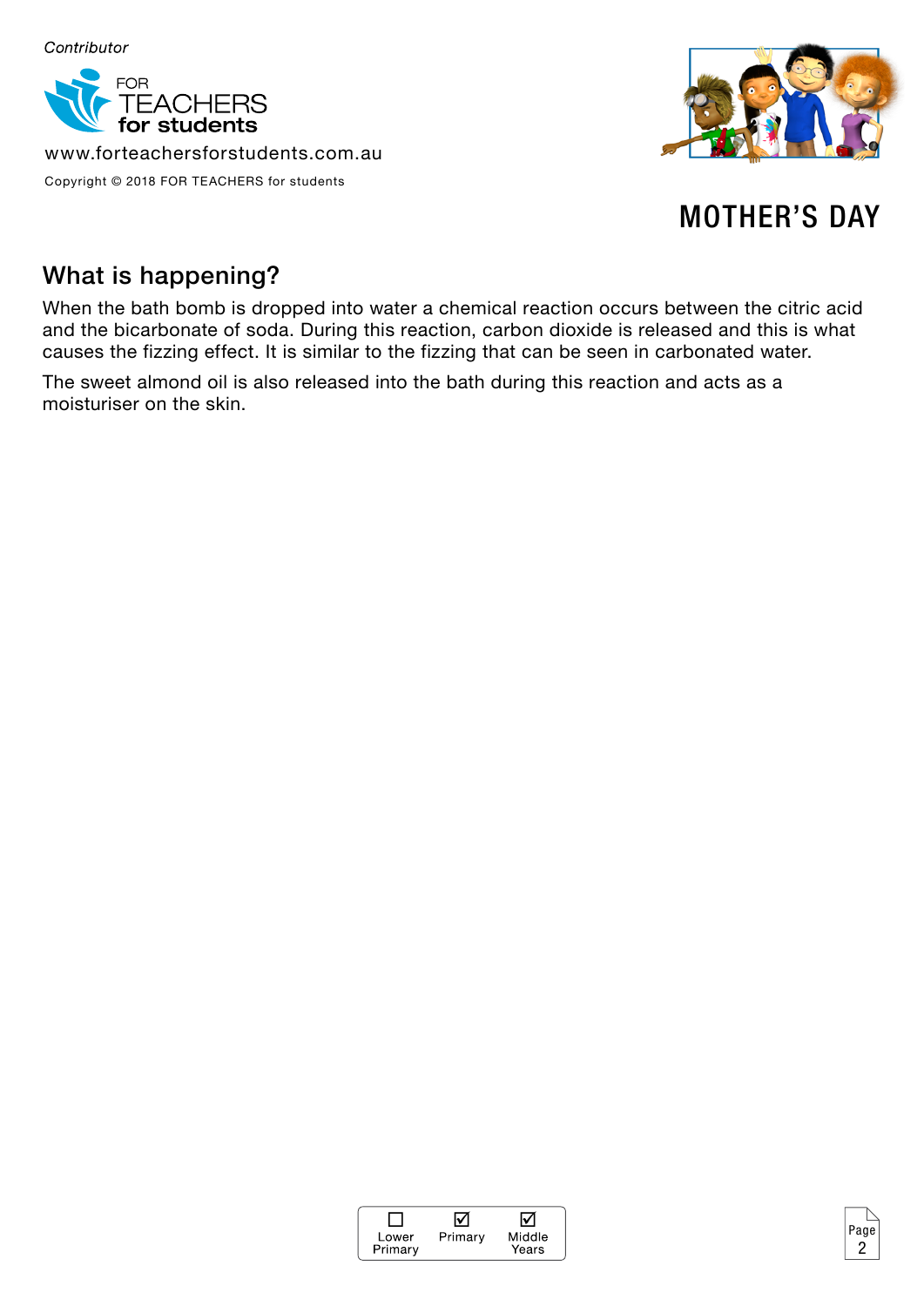Contributor

FOR TEACHERS for students

www.forteachersforstudents.com.au

Copyright © 2018 FOR TEACHERS for students

# MOTHER'S DAY

## What is happening?

When the bath bomb is dropped into water a chemical reaction occurs between the citric acid and the bicarbonate of soda. During this reaction, carbon dioxide is released and this is what causes the fizzing effect. It is similar to the fizzing that can be seen in carbonated water.

The sweet almond oil is also released into the bath during this reaction and acts as a moisturiser on the skin.

☐ Lower Primary ☑ Primary ☑ Middle Years